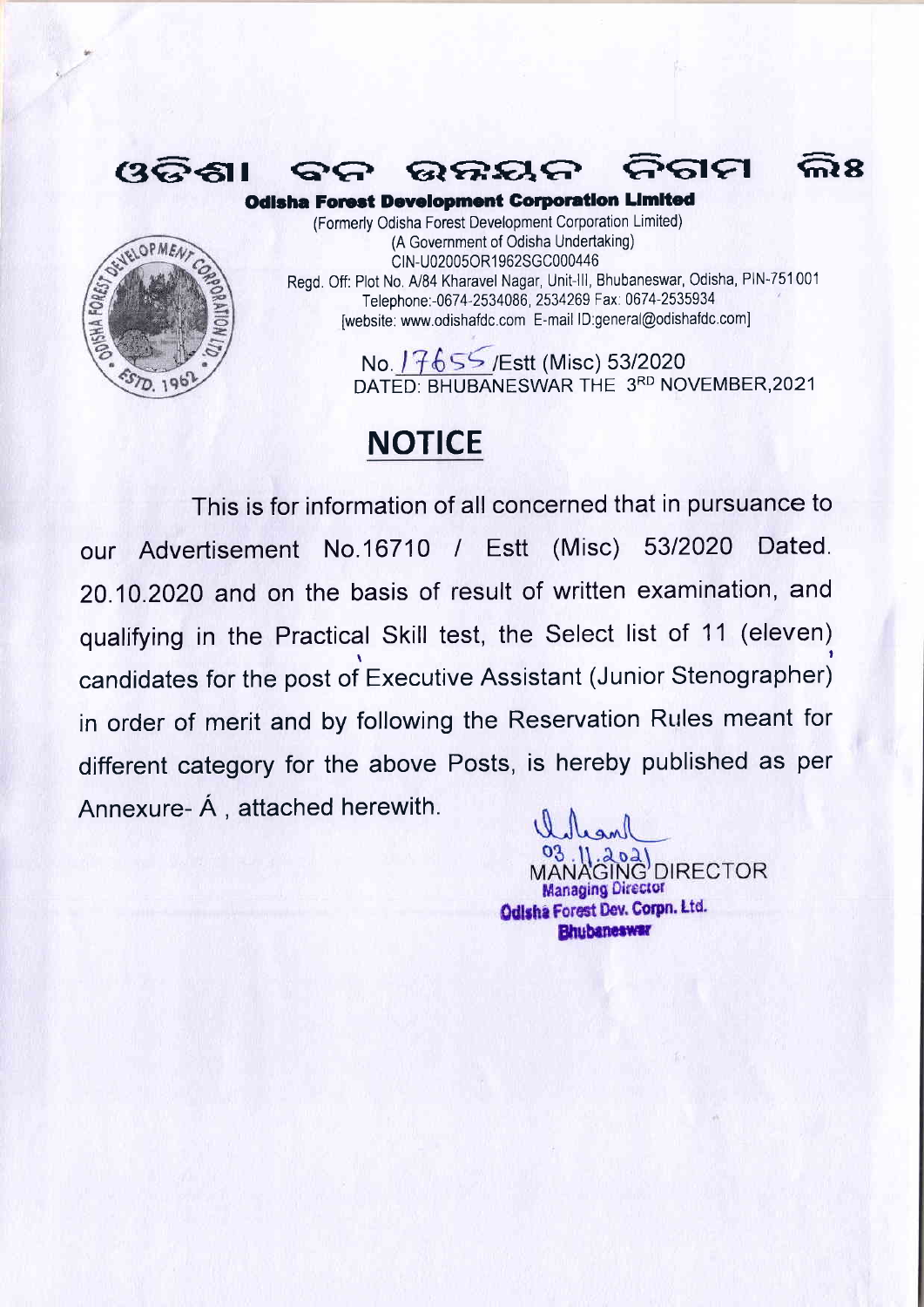# ଓଡ଼ିଶା ବନ ଉନ୍ନୟନ ନିଗମ ଲିଃ

**Odisha Forest Development Corporation Limited**

(Formerly Odisha Forest Development Corporation Limited)
(A Government of Odisha Undertaking)
CIN-U02005OR1962SGC000446
Regd. Off: Plot No. A/84 Kharavel Nagar, Unit-III, Bhubaneswar, Odisha, PIN-751001
Telephone:-0674-2534086, 2534269 Fax: 0674-2535934
[website: www.odishafdc.com E-mail ID:general@odishafdc.com]

No. 17655 /Estt (Misc) 53/2020
DATED: BHUBANESWAR THE 3RD NOVEMBER,2021

## NOTICE

This is for information of all concerned that in pursuance to our Advertisement No.16710 / Estt (Misc) 53/2020 Dated. 20.10.2020 and on the basis of result of written examination, and qualifying in the Practical Skill test, the Select list of 11 (eleven) candidates for the post of Executive Assistant (Junior Stenographer) in order of merit and by following the Reservation Rules meant for different category for the above Posts, is hereby published as per Annexure- Á , attached herewith.

03.11.2021
MANAGING DIRECTOR
Managing Director
Odisha Forest Dev. Corpn. Ltd.
Bhubaneswar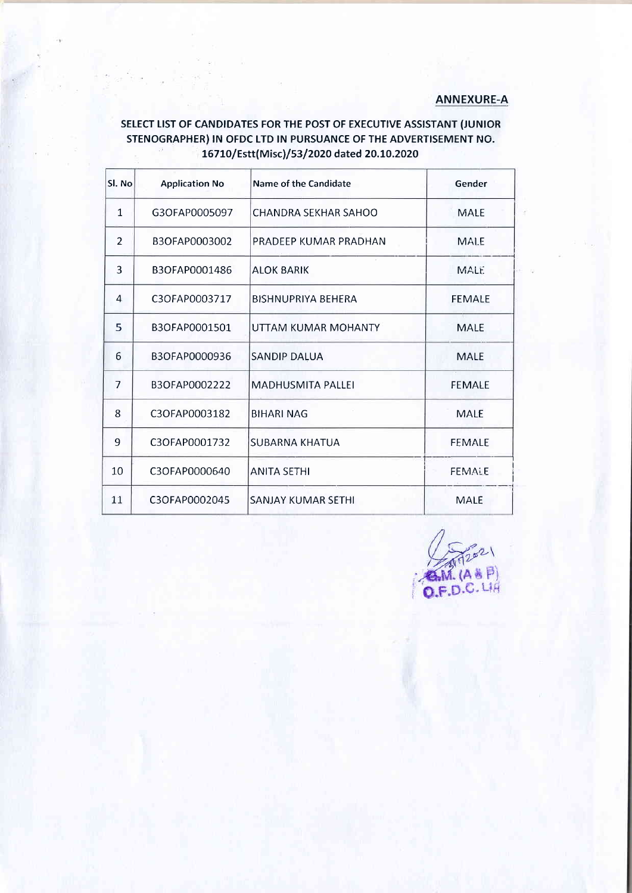**ANNEXURE-A**

**SELECT LIST OF CANDIDATES FOR THE POST OF EXECUTIVE ASSISTANT (JUNIOR STENOGRAPHER) IN OFDC LTD IN PURSUANCE OF THE ADVERTISEMENT NO. 16710/Estt(Misc)/53/2020 dated 20.10.2020**

| Sl. No | Application No | Name of the Candidate | Gender |
|---|---|---|---|
| 1 | G3OFAP0005097 | CHANDRA SEKHAR SAHOO | MALE |
| 2 | B3OFAP0003002 | PRADEEP KUMAR PRADHAN | MALE |
| 3 | B3OFAP0001486 | ALOK BARIK | MALE |
| 4 | C3OFAP0003717 | BISHNUPRIYA BEHERA | FEMALE |
| 5 | B3OFAP0001501 | UTTAM KUMAR MOHANTY | MALE |
| 6 | B3OFAP0000936 | SANDIP DALUA | MALE |
| 7 | B3OFAP0002222 | MADHUSMITA PALLEI | FEMALE |
| 8 | C3OFAP0003182 | BIHARI NAG | MALE |
| 9 | C3OFAP0001732 | SUBARNA KHATUA | FEMALE |
| 10 | C3OFAP0000640 | ANITA SETHI | FEMALE |
| 11 | C3OFAP0002045 | SANJAY KUMAR SETHI | MALE |

G.M. (A & P)
O.F.D.C. Ltd